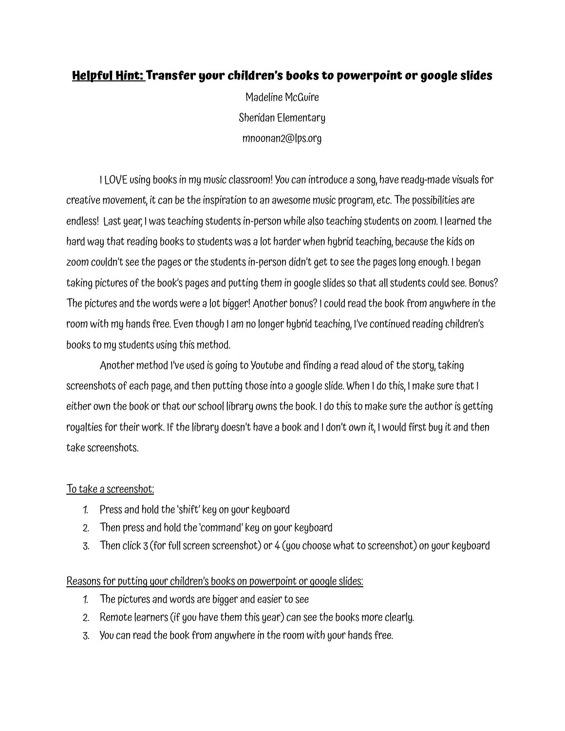# **<u>Helpful Hint:</u> Transfer your children's books to powerpoint or google slides**

Madeline McGuire

Sheridan Elementary

mnoonan2@lps.org

I LOVE using books in my music classroom! You can introduce a song, have ready-made visuals for creative movement, it can be the inspiration to an awesome music program, etc. The possibilities are endless! Last year, I was teaching students in-person while also teaching students on zoom. I learned the hard way that reading books to students was a lot harder when hybrid teaching, because the kids on zoom couldn't see the pages or the students in-person didn't get to see the pages long enough. I began taking pictures of the book's pages and putting them in google slides so that all students could see. Bonus? The pictures and the words were a lot bigger! Another bonus? I could read the book from anywhere in the room with my hands free. Even though I am no longer hybrid teaching, I've continued reading children's books to my students using this method.

Another method I've used is going to Youtube and finding a read aloud of the story, taking screenshots of each page, and then putting those into a google slide. When I do this, I make sure that I either own the book or that our school library owns the book. I do this to make sure the author is getting royalties for their work. If the library doesn't have a book and I don't own it, I would first buy it and then take screenshots.

<u>To take a screenshot:</u>

1. Press and hold the 'shift' key on your keyboard
2. Then press and hold the 'command' key on your keyboard
3. Then click 3 (for full screen screenshot) or 4 (you choose what to screenshot) on your keyboard

<u>Reasons for putting your children's books on powerpoint or google slides:</u>

1. The pictures and words are bigger and easier to see
2. Remote learners (if you have them this year) can see the books more clearly.
3. You can read the book from anywhere in the room with your hands free.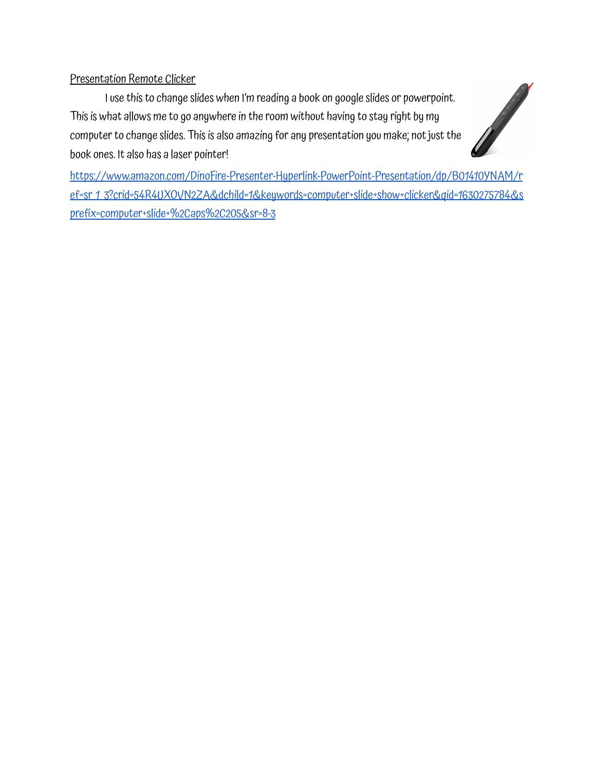Presentation Remote Clicker

I use this to change slides when I'm reading a book on google slides or powerpoint. This is what allows me to go anywhere in the room without having to stay right by my computer to change slides. This is also amazing for any presentation you make; not just the book ones. It also has a laser pointer!

https://www.amazon.com/DinoFire-Presenter-Hyperlink-PowerPoint-Presentation/dp/B01410YNAM/ref=sr_1_3?crid=54R4UXOVN2ZA&dchild=1&keywords=computer+slide+show+clicker&qid=1630275784&sprefix=computer+slide+%2Caps%2C205&sr=8-3